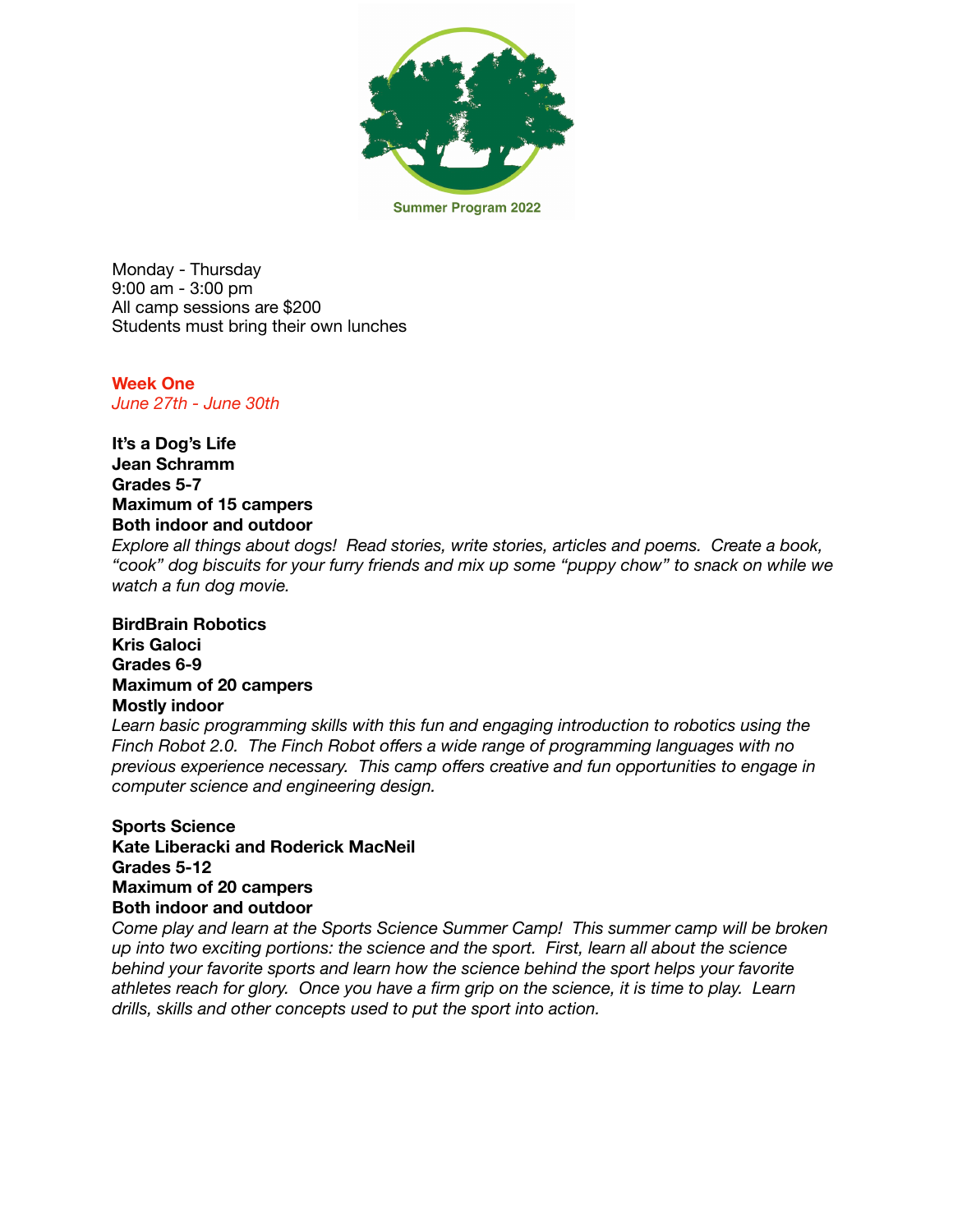Summer Program 2022

Monday - Thursday
9:00 am - 3:00 pm
All camp sessions are $200
Students must bring their own lunches

## Week One

*June 27th - June 30th*

**It's a Dog's Life**
**Jean Schramm**
**Grades 5-7**
**Maximum of 15 campers**
**Both indoor and outdoor**

*Explore all things about dogs! Read stories, write stories, articles and poems. Create a book, "cook" dog biscuits for your furry friends and mix up some "puppy chow" to snack on while we watch a fun dog movie.*

**BirdBrain Robotics**
**Kris Galoci**
**Grades 6-9**
**Maximum of 20 campers**
**Mostly indoor**

*Learn basic programming skills with this fun and engaging introduction to robotics using the Finch Robot 2.0. The Finch Robot offers a wide range of programming languages with no previous experience necessary. This camp offers creative and fun opportunities to engage in computer science and engineering design.*

**Sports Science**
**Kate Liberacki and Roderick MacNeil**
**Grades 5-12**
**Maximum of 20 campers**
**Both indoor and outdoor**

*Come play and learn at the Sports Science Summer Camp! This summer camp will be broken up into two exciting portions: the science and the sport. First, learn all about the science behind your favorite sports and learn how the science behind the sport helps your favorite athletes reach for glory. Once you have a firm grip on the science, it is time to play. Learn drills, skills and other concepts used to put the sport into action.*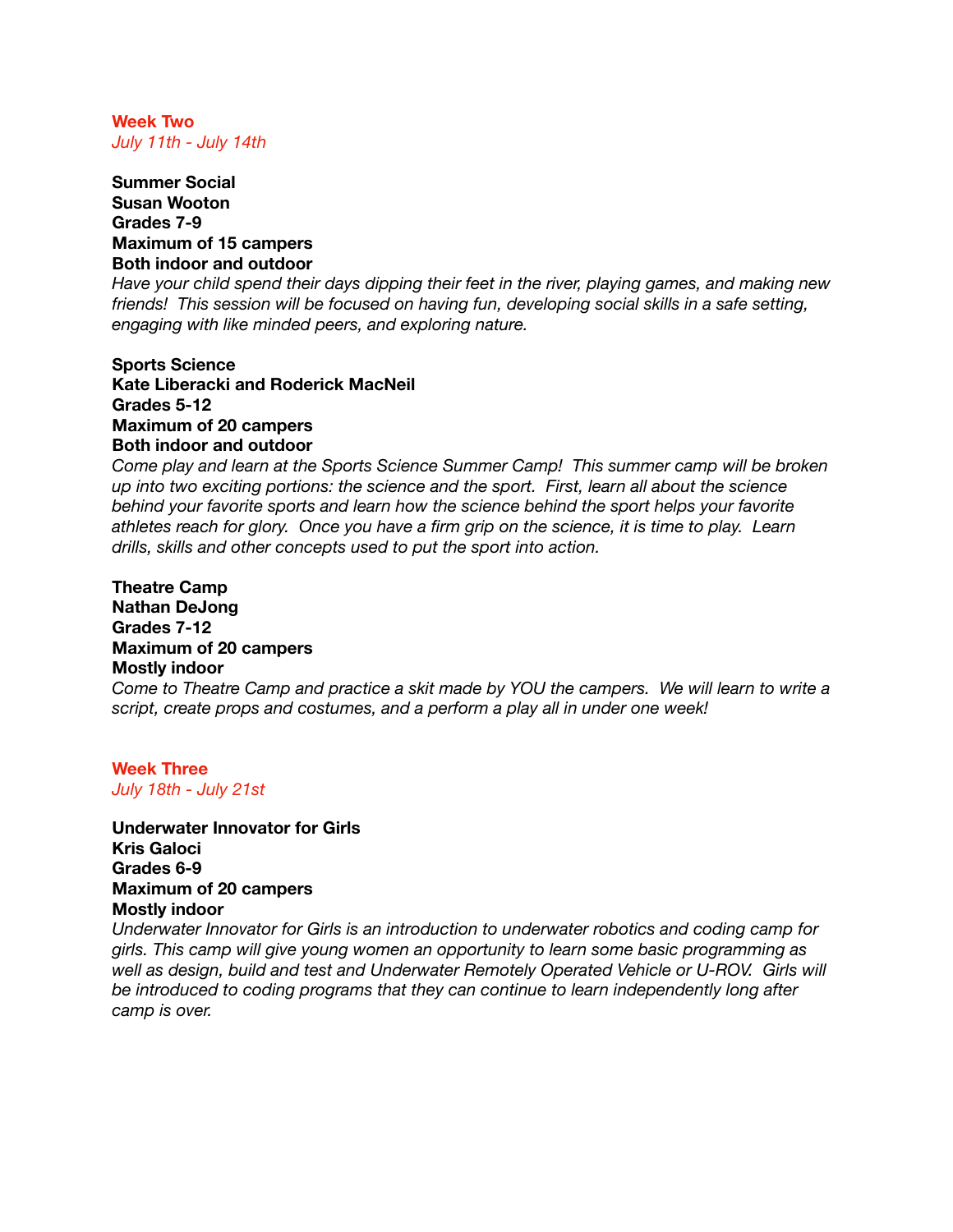## Week Two
*July 11th - July 14th*

**Summer Social**
**Susan Wooton**
**Grades 7-9**
**Maximum of 15 campers**
**Both indoor and outdoor**
*Have your child spend their days dipping their feet in the river, playing games, and making new friends! This session will be focused on having fun, developing social skills in a safe setting, engaging with like minded peers, and exploring nature.*

**Sports Science**
**Kate Liberacki and Roderick MacNeil**
**Grades 5-12**
**Maximum of 20 campers**
**Both indoor and outdoor**
*Come play and learn at the Sports Science Summer Camp! This summer camp will be broken up into two exciting portions: the science and the sport. First, learn all about the science behind your favorite sports and learn how the science behind the sport helps your favorite athletes reach for glory. Once you have a firm grip on the science, it is time to play. Learn drills, skills and other concepts used to put the sport into action.*

**Theatre Camp**
**Nathan DeJong**
**Grades 7-12**
**Maximum of 20 campers**
**Mostly indoor**
*Come to Theatre Camp and practice a skit made by YOU the campers. We will learn to write a script, create props and costumes, and a perform a play all in under one week!*

## Week Three
*July 18th - July 21st*

**Underwater Innovator for Girls**
**Kris Galoci**
**Grades 6-9**
**Maximum of 20 campers**
**Mostly indoor**
*Underwater Innovator for Girls is an introduction to underwater robotics and coding camp for girls. This camp will give young women an opportunity to learn some basic programming as well as design, build and test and Underwater Remotely Operated Vehicle or U-ROV. Girls will be introduced to coding programs that they can continue to learn independently long after camp is over.*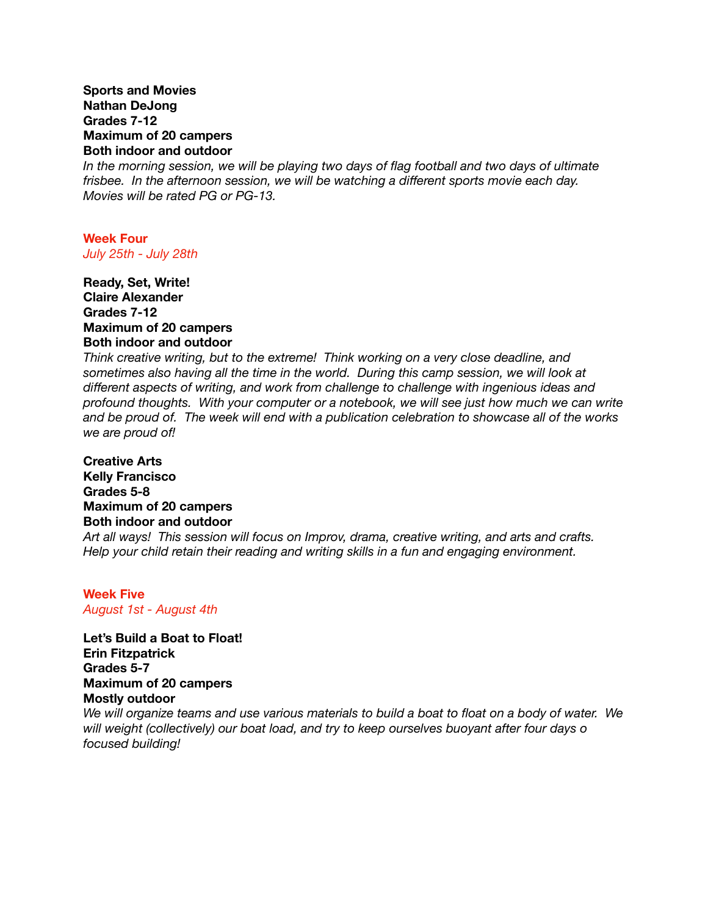**Sports and Movies**
**Nathan DeJong**
**Grades 7-12**
**Maximum of 20 campers**
**Both indoor and outdoor**
*In the morning session, we will be playing two days of flag football and two days of ultimate frisbee. In the afternoon session, we will be watching a different sports movie each day. Movies will be rated PG or PG-13.*

## Week Four

*July 25th - July 28th*

**Ready, Set, Write!**
**Claire Alexander**
**Grades 7-12**
**Maximum of 20 campers**
**Both indoor and outdoor**
*Think creative writing, but to the extreme! Think working on a very close deadline, and sometimes also having all the time in the world. During this camp session, we will look at different aspects of writing, and work from challenge to challenge with ingenious ideas and profound thoughts. With your computer or a notebook, we will see just how much we can write and be proud of. The week will end with a publication celebration to showcase all of the works we are proud of!*

**Creative Arts**
**Kelly Francisco**
**Grades 5-8**
**Maximum of 20 campers**
**Both indoor and outdoor**
*Art all ways! This session will focus on Improv, drama, creative writing, and arts and crafts. Help your child retain their reading and writing skills in a fun and engaging environment.*

## Week Five

*August 1st - August 4th*

**Let's Build a Boat to Float!**
**Erin Fitzpatrick**
**Grades 5-7**
**Maximum of 20 campers**
**Mostly outdoor**
*We will organize teams and use various materials to build a boat to float on a body of water. We will weight (collectively) our boat load, and try to keep ourselves buoyant after four days o focused building!*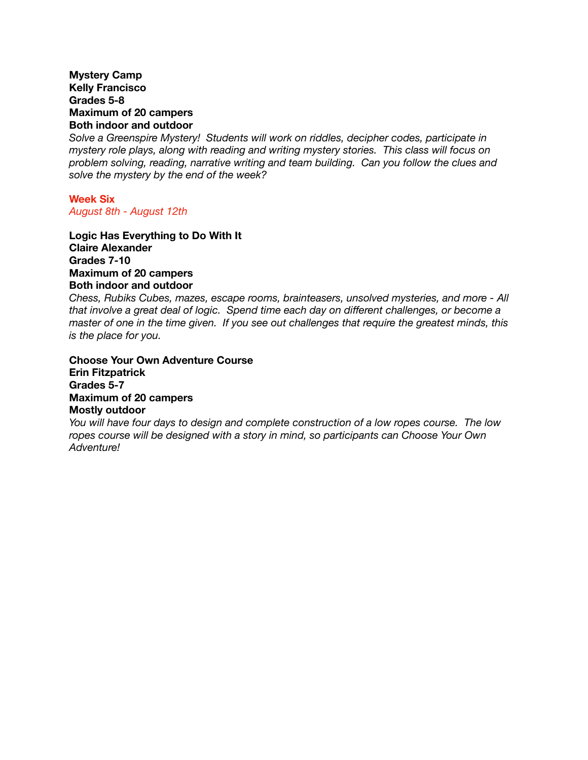**Mystery Camp**
**Kelly Francisco**
**Grades 5-8**
**Maximum of 20 campers**
**Both indoor and outdoor**

*Solve a Greenspire Mystery! Students will work on riddles, decipher codes, participate in mystery role plays, along with reading and writing mystery stories. This class will focus on problem solving, reading, narrative writing and team building. Can you follow the clues and solve the mystery by the end of the week?*

## Week Six

*August 8th - August 12th*

**Logic Has Everything to Do With It**
**Claire Alexander**
**Grades 7-10**
**Maximum of 20 campers**
**Both indoor and outdoor**

*Chess, Rubiks Cubes, mazes, escape rooms, brainteasers, unsolved mysteries, and more - All that involve a great deal of logic. Spend time each day on different challenges, or become a master of one in the time given. If you see out challenges that require the greatest minds, this is the place for you.*

**Choose Your Own Adventure Course**
**Erin Fitzpatrick**
**Grades 5-7**
**Maximum of 20 campers**
**Mostly outdoor**

*You will have four days to design and complete construction of a low ropes course. The low ropes course will be designed with a story in mind, so participants can Choose Your Own Adventure!*